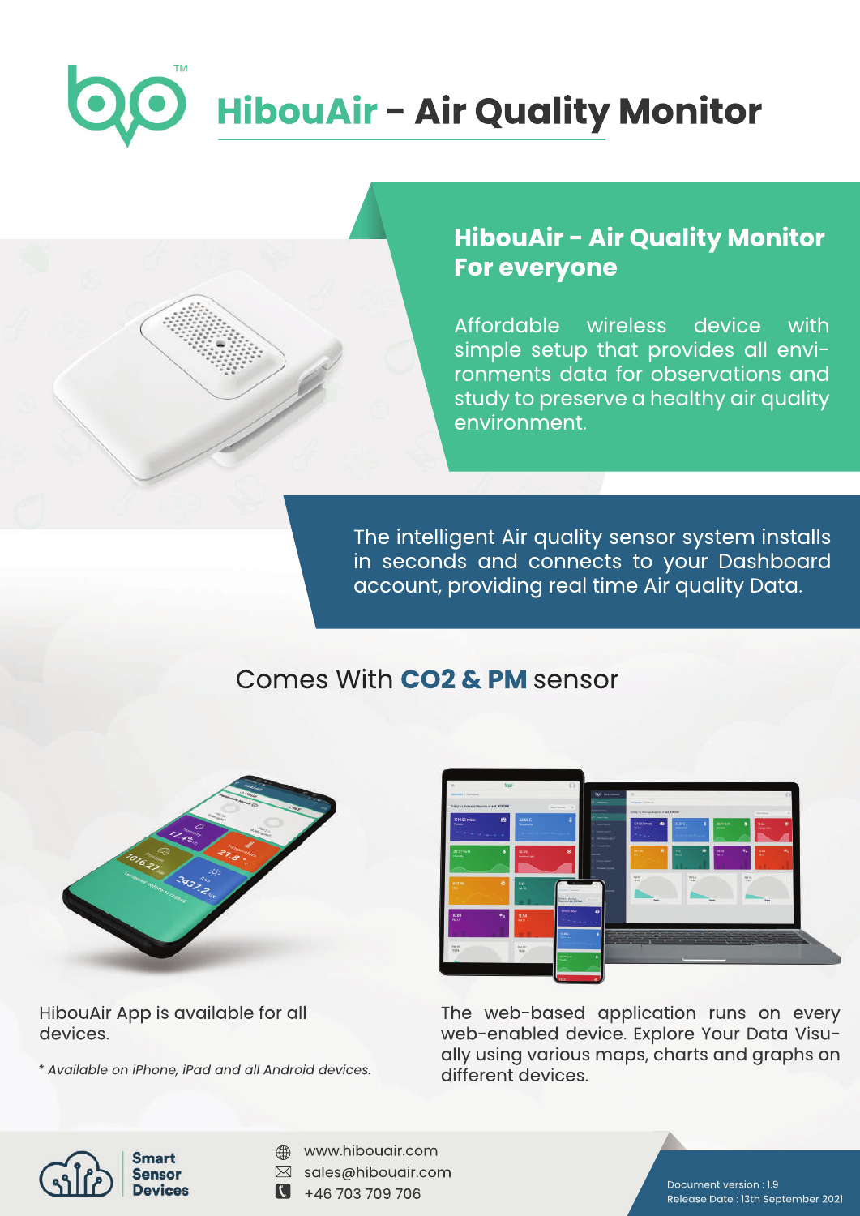# HibouAir - Air Quality Monitor

## HibouAir - Air Quality Monitor For everyone

Affordable wireless device with simple setup that provides all environments data for observations and study to preserve a healthy air quality environment.

The intelligent Air quality sensor system installs in seconds and connects to your Dashboard account, providing real time Air quality Data.

## Comes With **CO2 & PM** sensor

HibouAir App is available for all devices.

*\* Available on iPhone, iPad and all Android devices.*

The web-based application runs on every web-enabled device. Explore Your Data Visually using various maps, charts and graphs on different devices.

**Smart Sensor Devices**

www.hibouair.com
sales@hibouair.com
+46 703 709 706

Document version : 1.9
Release Date : 13th September 2021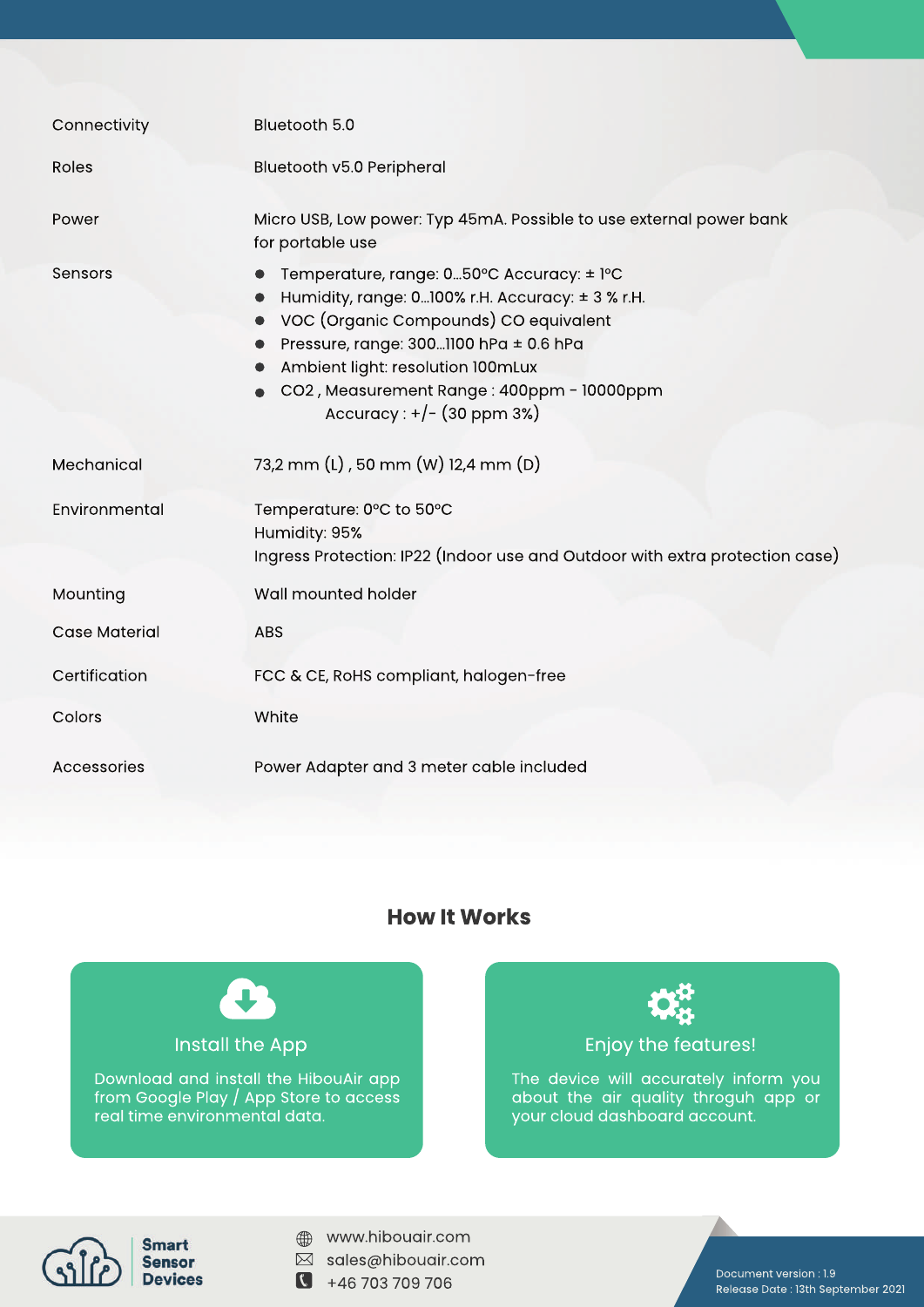| | |
|---|---|
| Connectivity | Bluetooth 5.0 |
| Roles | Bluetooth v5.0 Peripheral |
| Power | Micro USB, Low power: Typ 45mA. Possible to use external power bank for portable use |
| Sensors | • Temperature, range: 0...50°C Accuracy: ± 1°C<br>• Humidity, range: 0...100% r.H. Accuracy: ± 3 % r.H.<br>• VOC (Organic Compounds) CO equivalent<br>• Pressure, range: 300...1100 hPa ± 0.6 hPa<br>• Ambient light: resolution 100mLux<br>• CO2 , Measurement Range : 400ppm - 10000ppm Accuracy : +/- (30 ppm 3%) |
| Mechanical | 73,2 mm (L) , 50 mm (W) 12,4 mm (D) |
| Environmental | Temperature: 0°C to 50°C<br>Humidity: 95%<br>Ingress Protection: IP22 (Indoor use and Outdoor with extra protection case) |
| Mounting | Wall mounted holder |
| Case Material | ABS |
| Certification | FCC & CE, RoHS compliant, halogen-free |
| Colors | White |
| Accessories | Power Adapter and 3 meter cable included |

## How It Works

### Install the App

Download and install the HibouAir app from Google Play / App Store to access real time environmental data.

### Enjoy the features!

The device will accurately inform you about the air quality throguh app or your cloud dashboard account.

Smart Sensor Devices

www.hibouair.com
sales@hibouair.com
+46 703 709 706

Document version : 1.9
Release Date : 13th September 2021